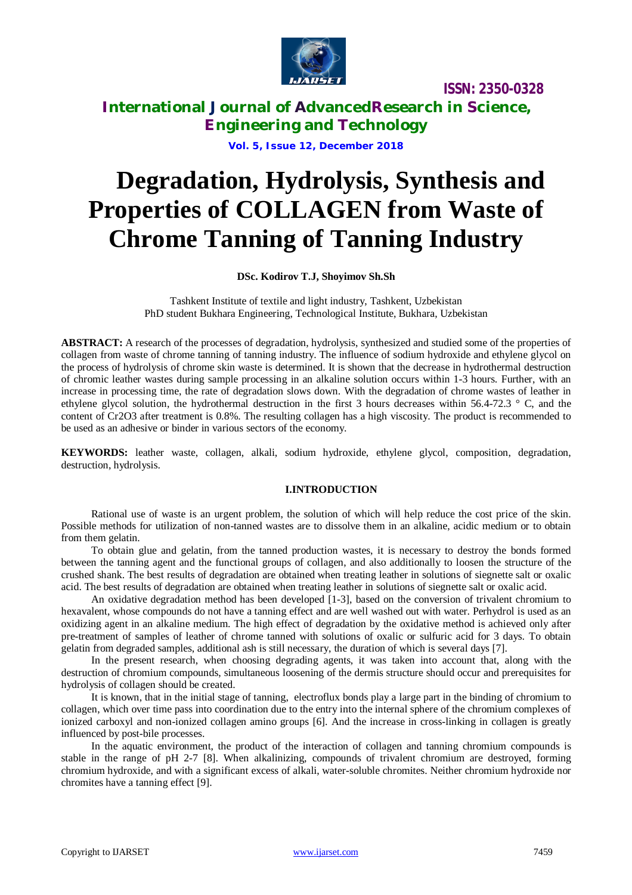# Degradation, Hydrolysis, Synthesis and Properties of COLLAGEN from Waste of Chrome Tanning of Tanning Industry

**DSc. Kodirov T.J, Shoyimov Sh.Sh**

Tashkent Institute of textile and light industry, Tashkent, Uzbekistan
PhD student Bukhara Engineering, Technological Institute, Bukhara, Uzbekistan

**ABSTRACT:** A research of the processes of degradation, hydrolysis, synthesized and studied some of the properties of collagen from waste of chrome tanning of tanning industry. The influence of sodium hydroxide and ethylene glycol on the process of hydrolysis of chrome skin waste is determined. It is shown that the decrease in hydrothermal destruction of chromic leather wastes during sample processing in an alkaline solution occurs within 1-3 hours. Further, with an increase in processing time, the rate of degradation slows down. With the degradation of chrome wastes of leather in ethylene glycol solution, the hydrothermal destruction in the first 3 hours decreases within 56.4-72.3 ° C, and the content of $Cr_2O_3$ after treatment is 0.8%. The resulting collagen has a high viscosity. The product is recommended to be used as an adhesive or binder in various sectors of the economy.

**KEYWORDS:** leather waste, collagen, alkali, sodium hydroxide, ethylene glycol, composition, degradation, destruction, hydrolysis.

## I.INTRODUCTION

Rational use of waste is an urgent problem, the solution of which will help reduce the cost price of the skin. Possible methods for utilization of non-tanned wastes are to dissolve them in an alkaline, acidic medium or to obtain from them gelatin.

To obtain glue and gelatin, from the tanned production wastes, it is necessary to destroy the bonds formed between the tanning agent and the functional groups of collagen, and also additionally to loosen the structure of the crushed shank. The best results of degradation are obtained when treating leather in solutions of siegnette salt or oxalic acid. The best results of degradation are obtained when treating leather in solutions of siegnette salt or oxalic acid.

An oxidative degradation method has been developed [1-3], based on the conversion of trivalent chromium to hexavalent, whose compounds do not have a tanning effect and are well washed out with water. Perhydrol is used as an oxidizing agent in an alkaline medium. The high effect of degradation by the oxidative method is achieved only after pre-treatment of samples of leather of chrome tanned with solutions of oxalic or sulfuric acid for 3 days. To obtain gelatin from degraded samples, additional ash is still necessary, the duration of which is several days [7].

In the present research, when choosing degrading agents, it was taken into account that, along with the destruction of chromium compounds, simultaneous loosening of the dermis structure should occur and prerequisites for hydrolysis of collagen should be created.

It is known, that in the initial stage of tanning, electroflux bonds play a large part in the binding of chromium to collagen, which over time pass into coordination due to the entry into the internal sphere of the chromium complexes of ionized carboxyl and non-ionized collagen amino groups [6]. And the increase in cross-linking in collagen is greatly influenced by post-bile processes.

In the aquatic environment, the product of the interaction of collagen and tanning chromium compounds is stable in the range of pH 2-7 [8]. When alkalinizing, compounds of trivalent chromium are destroyed, forming chromium hydroxide, and with a significant excess of alkali, water-soluble chromites. Neither chromium hydroxide nor chromites have a tanning effect [9].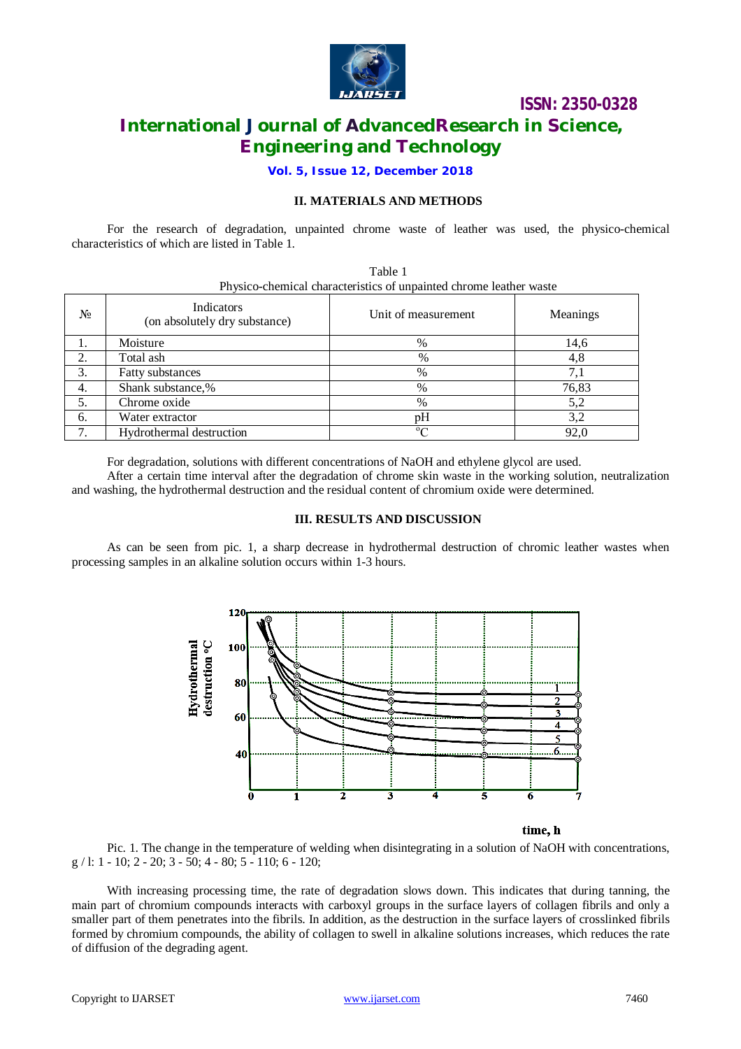## II. MATERIALS AND METHODS

For the research of degradation, unpainted chrome waste of leather was used, the physico-chemical characteristics of which are listed in Table 1.

Table 1
Physico-chemical characteristics of unpainted chrome leather waste

| № | Indicators (on absolutely dry substance) | Unit of measurement | Meanings |
|---|---|---|---|
| 1. | Moisture | % | 14,6 |
| 2. | Total ash | % | 4,8 |
| 3. | Fatty substances | % | 7,1 |
| 4. | Shank substance,% | % | 76,83 |
| 5. | Chrome oxide | % | 5,2 |
| 6. | Water extractor | pH | 3,2 |
| 7. | Hydrothermal destruction | $^{o}C$ | 92,0 |

For degradation, solutions with different concentrations of NaOH and ethylene glycol are used.

After a certain time interval after the degradation of chrome skin waste in the working solution, neutralization and washing, the hydrothermal destruction and the residual content of chromium oxide were determined.

## III. RESULTS AND DISCUSSION

As can be seen from pic. 1, a sharp decrease in hydrothermal destruction of chromic leather wastes when processing samples in an alkaline solution occurs within 1-3 hours.

Pic. 1. The change in the temperature of welding when disintegrating in a solution of NaOH with concentrations, g / l: 1 - 10; 2 - 20; 3 - 50; 4 - 80; 5 - 110; 6 - 120;

With increasing processing time, the rate of degradation slows down. This indicates that during tanning, the main part of chromium compounds interacts with carboxyl groups in the surface layers of collagen fibrils and only a smaller part of them penetrates into the fibrils. In addition, as the destruction in the surface layers of crosslinked fibrils formed by chromium compounds, the ability of collagen to swell in alkaline solutions increases, which reduces the rate of diffusion of the degrading agent.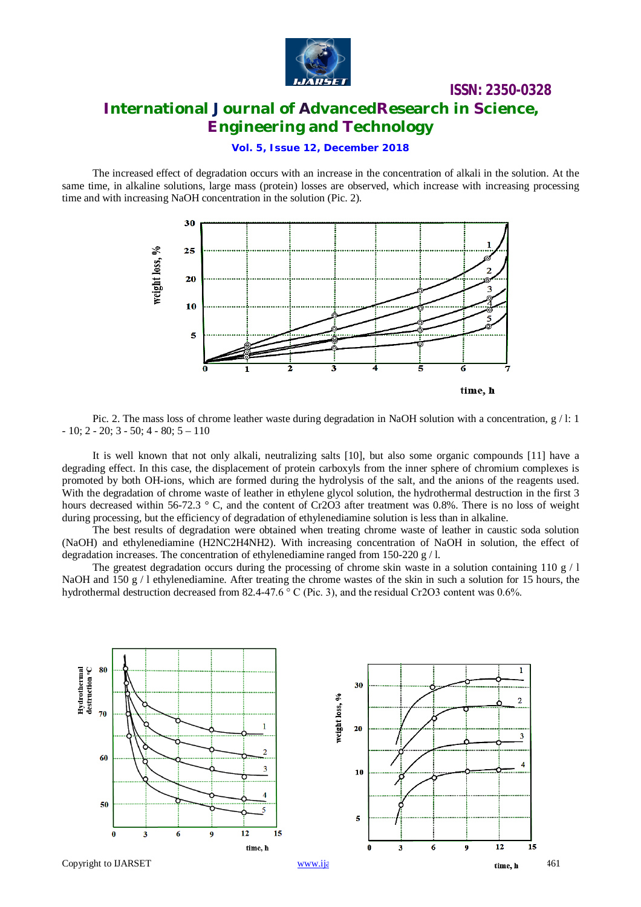The increased effect of degradation occurs with an increase in the concentration of alkali in the solution. At the same time, in alkaline solutions, large mass (protein) losses are observed, which increase with increasing processing time and with increasing NaOH concentration in the solution (Pic. 2).

Pic. 2. The mass loss of chrome leather waste during degradation in NaOH solution with a concentration, g / l: 1 - 10; 2 - 20; 3 - 50; 4 - 80; 5 – 110

It is well known that not only alkali, neutralizing salts [10], but also some organic compounds [11] have a degrading effect. In this case, the displacement of protein carboxyls from the inner sphere of chromium complexes is promoted by both OH-ions, which are formed during the hydrolysis of the salt, and the anions of the reagents used. With the degradation of chrome waste of leather in ethylene glycol solution, the hydrothermal destruction in the first 3 hours decreased within 56-72.3 ° C, and the content of $Cr_2O_3$ after treatment was 0.8%. There is no loss of weight during processing, but the efficiency of degradation of ethylenediamine solution is less than in alkaline.

The best results of degradation were obtained when treating chrome waste of leather in caustic soda solution (NaOH) and ethylenediamine ($H_2NC_2H_4NH_2$). With increasing concentration of NaOH in solution, the effect of degradation increases. The concentration of ethylenediamine ranged from 150-220 g / l.

The greatest degradation occurs during the processing of chrome skin waste in a solution containing 110 g / l NaOH and 150 g / l ethylenediamine. After treating the chrome wastes of the skin in such a solution for 15 hours, the hydrothermal destruction decreased from 82.4-47.6 ° C (Pic. 3), and the residual $Cr_2O_3$ content was 0.6%.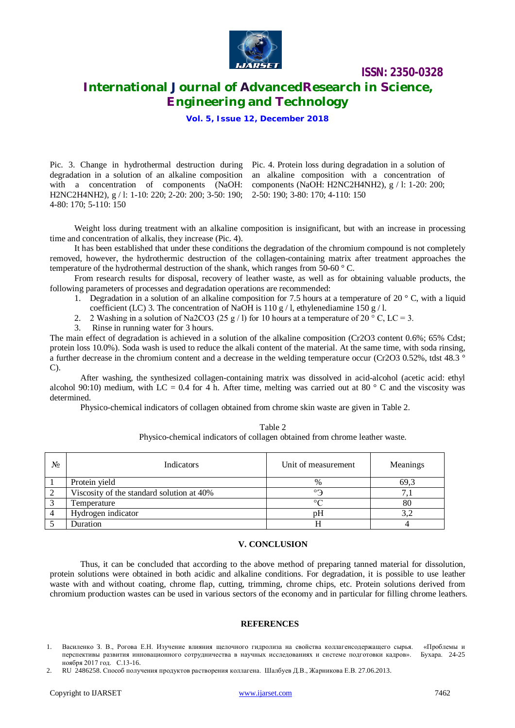Pic. 3. Change in hydrothermal destruction during degradation in a solution of an alkaline composition with a concentration of components (NaOH: H2NC2H4NH2), g / l: 1-10: 220; 2-20: 200; 3-50: 190; 4-80: 170; 5-110: 150

Pic. 4. Protein loss during degradation in a solution of an alkaline composition with a concentration of components (NaOH: H2NC2H4NH2), g / l: 1-20: 200; 2-50: 190; 3-80: 170; 4-110: 150

Weight loss during treatment with an alkaline composition is insignificant, but with an increase in processing time and concentration of alkalis, they increase (Pic. 4).

It has been established that under these conditions the degradation of the chromium compound is not completely removed, however, the hydrothermic destruction of the collagen-containing matrix after treatment approaches the temperature of the hydrothermal destruction of the shank, which ranges from 50-60 ° C.

From research results for disposal, recovery of leather waste, as well as for obtaining valuable products, the following parameters of processes and degradation operations are recommended:

1. Degradation in a solution of an alkaline composition for 7.5 hours at a temperature of 20 ° C, with a liquid coefficient (LC) 3. The concentration of NaOH is 110 g / l, ethylenediamine 150 g / l.
2. 2 Washing in a solution of $Na_2CO_3$ (25 g / l) for 10 hours at a temperature of 20 ° C, LC = 3.
3. Rinse in running water for 3 hours.

The main effect of degradation is achieved in a solution of the alkaline composition ($Cr_2O_3$ content 0.6%; 65% Cdst; protein loss 10.0%). Soda wash is used to reduce the alkali content of the material. At the same time, with soda rinsing, a further decrease in the chromium content and a decrease in the welding temperature occur ($Cr_2O_3$ 0.52%, tdst 48.3 ° C).

After washing, the synthesized collagen-containing matrix was dissolved in acid-alcohol (acetic acid: ethyl alcohol 90:10) medium, with LC = 0.4 for 4 h. After time, melting was carried out at 80 ° C and the viscosity was determined.

Physico-chemical indicators of collagen obtained from chrome skin waste are given in Table 2.

Table 2
Physico-chemical indicators of collagen obtained from chrome leather waste.

| № | Indicators | Unit of measurement | Meanings |
|---|---|---|---|
| 1 | Protein yield | % | 69,3 |
| 2 | Viscosity of the standard solution at 40% | °Э | 7,1 |
| 3 | Temperature | °C | 80 |
| 4 | Hydrogen indicator | pH | 3,2 |
| 5 | Duration | H | 4 |

## V. CONCLUSION

Thus, it can be concluded that according to the above method of preparing tanned material for dissolution, protein solutions were obtained in both acidic and alkaline conditions. For degradation, it is possible to use leather waste with and without coating, chrome flap, cutting, trimming, chrome chips, etc. Protein solutions derived from chromium production wastes can be used in various sectors of the economy and in particular for filling chrome leathers.

## REFERENCES

1. Василенко З. В., Рогова Е.Н. Изучение влияния щелочного гидролиза на свойства коллагенсодержащего сырья. «Проблемы и перспективы развития инновационного сотрудничества в научных исследованиях и системе подготовки кадров». Бухара. 24-25 ноября 2017 год. С.13-16.
2. RU 2486258. Способ получения продуктов растворения коллагена. Шалбуев Д.В., Жарникова Е.В. 27.06.2013.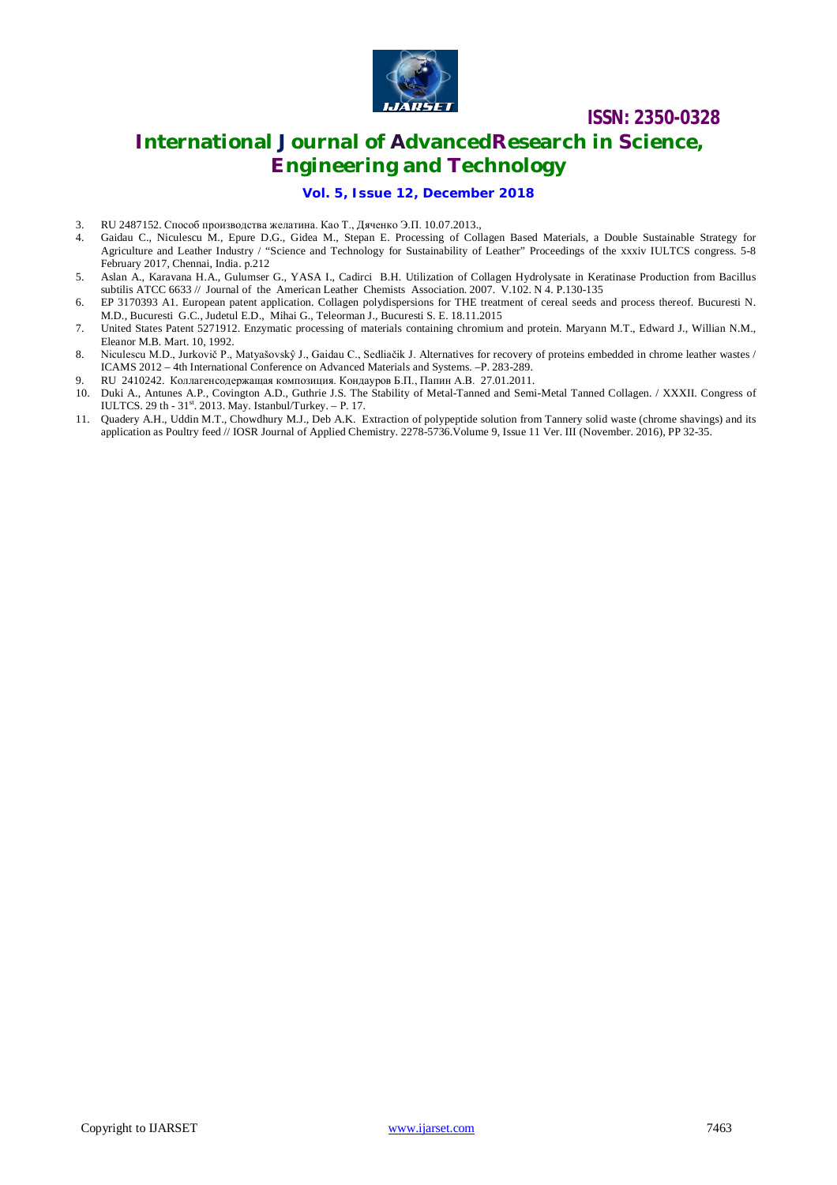3. RU 2487152. Способ производства желатина. Као Т., Дяченко Э.П. 10.07.2013.,
4. Gaidau C., Niculescu M., Epure D.G., Gidea M., Stepan E. Processing of Collagen Based Materials, a Double Sustainable Strategy for Agriculture and Leather Industry / "Science and Technology for Sustainability of Leather" Proceedings of the xxxiv IULTCS congress. 5-8 February 2017, Chennai, India. p.212
5. Aslan A., Karavana H.A., Gulumser G., YASA I., Cadirci B.H. Utilization of Collagen Hydrolysate in Keratinase Production from Bacillus subtilis ATCC 6633 // Journal of the American Leather Chemists Association. 2007. V.102. N 4. P.130-135
6. EP 3170393 A1. European patent application. Collagen polydispersions for THE treatment of cereal seeds and process thereof. Bucuresti N. M.D., Bucuresti G.C., Judetul E.D., Mihai G., Teleorman J., Bucuresti S. E. 18.11.2015
7. United States Patent 5271912. Enzymatic processing of materials containing chromium and protein. Maryann M.T., Edward J., Willian N.M., Eleanor M.B. Mart. 10, 1992.
8. Niculescu M.D., Jurkovič P., Matyašovský J., Gaidau C., Sedliačik J. Alternatives for recovery of proteins embedded in chrome leather wastes / ICAMS 2012 – 4th International Conference on Advanced Materials and Systems. –P. 283-289.
9. RU 2410242. Коллагенсодержащая композиция. Кондауров Б.П., Папин А.В. 27.01.2011.
10. Duki A., Antunes A.P., Covington A.D., Guthrie J.S. The Stability of Metal-Tanned and Semi-Metal Tanned Collagen. / XXXII. Congress of IULTCS. 29 th - 31st. 2013. May. Istanbul/Turkey. – P. 17.
11. Quadery A.H., Uddin M.T., Chowdhury M.J., Deb A.K. Extraction of polypeptide solution from Tannery solid waste (chrome shavings) and its application as Poultry feed // IOSR Journal of Applied Chemistry. 2278-5736.Volume 9, Issue 11 Ver. III (November. 2016), PP 32-35.